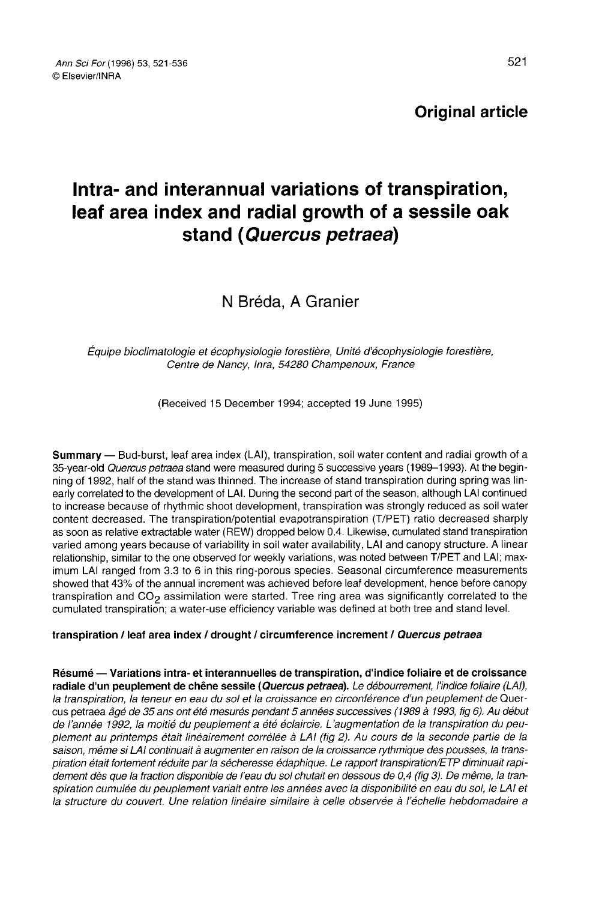Original article

# Intra- and interannual variations of transpiration, leaf area index and radial growth of a sessile oak stand (*Quercus petraea*)

N Bréda, A Granier

*Équipe bioclimatologie et écophysiologie forestière, Unité d'écophysiologie forestière, Centre de Nancy, Inra, 54280 Champenoux, France*

(Received 15 December 1994; accepted 19 June 1995)

**Summary** — Bud-burst, leaf area index (LAI), transpiration, soil water content and radial growth of a 35-year-old *Quercus petraea* stand were measured during 5 successive years (1989–1993). At the beginning of 1992, half of the stand was thinned. The increase of stand transpiration during spring was linearly correlated to the development of LAI. During the second part of the season, although LAI continued to increase because of rhythmic shoot development, transpiration was strongly reduced as soil water content decreased. The transpiration/potential evapotranspiration (T/PET) ratio decreased sharply as soon as relative extractable water (REW) dropped below 0.4. Likewise, cumulated stand transpiration varied among years because of variability in soil water availability, LAI and canopy structure. A linear relationship, similar to the one observed for weekly variations, was noted between T/PET and LAI; maximum LAI ranged from 3.3 to 6 in this ring-porous species. Seasonal circumference measurements showed that 43% of the annual increment was achieved before leaf development, hence before canopy transpiration and $CO_2$ assimilation were started. Tree ring area was significantly correlated to the cumulated transpiration; a water-use efficiency variable was defined at both tree and stand level.

**transpiration / leaf area index / drought / circumference increment / *Quercus petraea***

**Résumé** — **Variations intra- et interannuelles de transpiration, d'indice foliaire et de croissance radiale d'un peuplement de chêne sessile (*Quercus petraea*).** *Le débourrement, l'indice foliaire (LAI), la transpiration, la teneur en eau du sol et la croissance en circonférence d'un peuplement de* Quercus petraea *âgé de 35 ans ont été mesurés pendant 5 années successives (1989 à 1993, fig 6). Au début de l'année 1992, la moitié du peuplement a été éclaircie. L'augmentation de la transpiration du peuplement au printemps était linéairement corrélée à LAI (fig 2). Au cours de la seconde partie de la saison, même si LAI continuait à augmenter en raison de la croissance rythmique des pousses, la transpiration était fortement réduite par la sécheresse édaphique. Le rapport transpiration/ETP diminuait rapidement dès que la fraction disponible de l'eau du sol chutait en dessous de 0,4 (fig 3). De même, la transpiration cumulée du peuplement variait entre les années avec la disponibilité en eau du sol, le LAI et la structure du couvert. Une relation linéaire similaire à celle observée à l'échelle hebdomadaire a*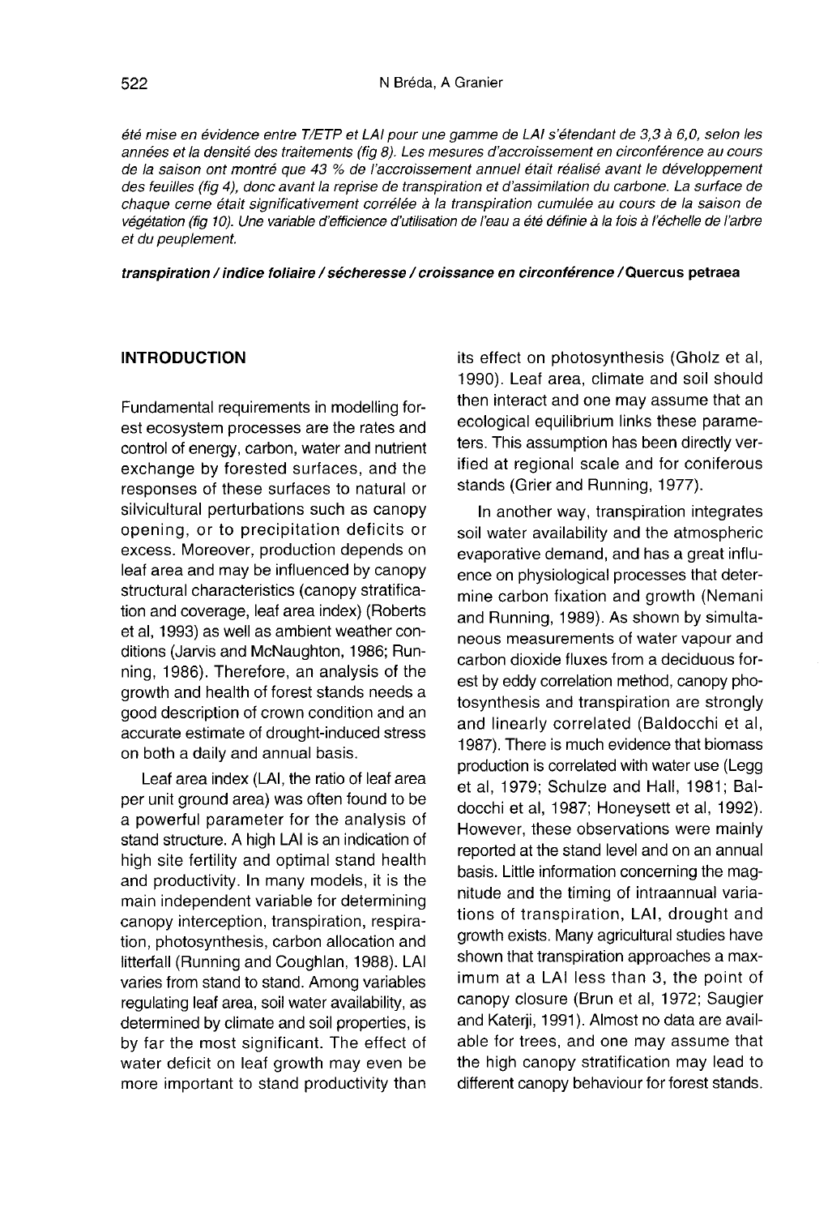*été mise en évidence entre T/ETP et LAI pour une gamme de LAI s'étendant de 3,3 à 6,0, selon les années et la densité des traitements (fig 8). Les mesures d'accroissement en circonférence au cours de la saison ont montré que 43 % de l'accroissement annuel était réalisé avant le développement des feuilles (fig 4), donc avant la reprise de transpiration et d'assimilation du carbone. La surface de chaque cerne était significativement corrélée à la transpiration cumulée au cours de la saison de végétation (fig 10). Une variable d'efficience d'utilisation de l'eau a été définie à la fois à l'échelle de l'arbre et du peuplement.*

***transpiration / indice foliaire / sécheresse / croissance en circonférence /* Quercus petraea**

## INTRODUCTION

Fundamental requirements in modelling forest ecosystem processes are the rates and control of energy, carbon, water and nutrient exchange by forested surfaces, and the responses of these surfaces to natural or silvicultural perturbations such as canopy opening, or to precipitation deficits or excess. Moreover, production depends on leaf area and may be influenced by canopy structural characteristics (canopy stratification and coverage, leaf area index) (Roberts et al, 1993) as well as ambient weather conditions (Jarvis and McNaughton, 1986; Running, 1986). Therefore, an analysis of the growth and health of forest stands needs a good description of crown condition and an accurate estimate of drought-induced stress on both a daily and annual basis.

Leaf area index (LAI, the ratio of leaf area per unit ground area) was often found to be a powerful parameter for the analysis of stand structure. A high LAI is an indication of high site fertility and optimal stand health and productivity. In many models, it is the main independent variable for determining canopy interception, transpiration, respiration, photosynthesis, carbon allocation and litterfall (Running and Coughlan, 1988). LAI varies from stand to stand. Among variables regulating leaf area, soil water availability, as determined by climate and soil properties, is by far the most significant. The effect of water deficit on leaf growth may even be more important to stand productivity than its effect on photosynthesis (Gholz et al, 1990). Leaf area, climate and soil should then interact and one may assume that an ecological equilibrium links these parameters. This assumption has been directly verified at regional scale and for coniferous stands (Grier and Running, 1977).

In another way, transpiration integrates soil water availability and the atmospheric evaporative demand, and has a great influence on physiological processes that determine carbon fixation and growth (Nemani and Running, 1989). As shown by simultaneous measurements of water vapour and carbon dioxide fluxes from a deciduous forest by eddy correlation method, canopy photosynthesis and transpiration are strongly and linearly correlated (Baldocchi et al, 1987). There is much evidence that biomass production is correlated with water use (Legg et al, 1979; Schulze and Hall, 1981; Baldocchi et al, 1987; Honeysett et al, 1992). However, these observations were mainly reported at the stand level and on an annual basis. Little information concerning the magnitude and the timing of intraannual variations of transpiration, LAI, drought and growth exists. Many agricultural studies have shown that transpiration approaches a maximum at a LAI less than 3, the point of canopy closure (Brun et al, 1972; Saugier and Katerji, 1991). Almost no data are available for trees, and one may assume that the high canopy stratification may lead to different canopy behaviour for forest stands.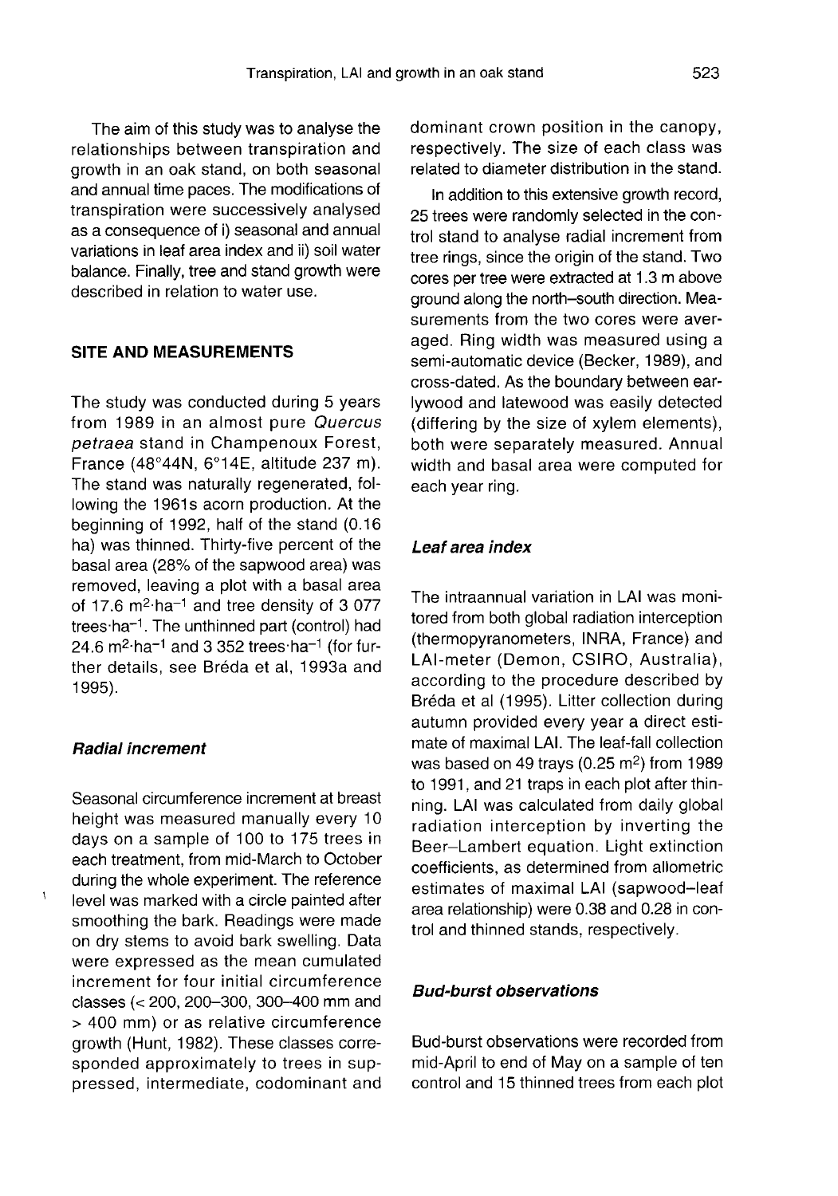The aim of this study was to analyse the relationships between transpiration and growth in an oak stand, on both seasonal and annual time paces. The modifications of transpiration were successively analysed as a consequence of i) seasonal and annual variations in leaf area index and ii) soil water balance. Finally, tree and stand growth were described in relation to water use.

## SITE AND MEASUREMENTS

The study was conducted during 5 years from 1989 in an almost pure *Quercus petraea* stand in Champenoux Forest, France (48°44N, 6°14E, altitude 237 m). The stand was naturally regenerated, following the 1961s acorn production. At the beginning of 1992, half of the stand (0.16 ha) was thinned. Thirty-five percent of the basal area (28% of the sapwood area) was removed, leaving a plot with a basal area of 17.6 $m^2 \cdot ha^{-1}$ and tree density of 3 077 $trees \cdot ha^{-1}$. The unthinned part (control) had 24.6 $m^2 \cdot ha^{-1}$ and 3 352 $trees \cdot ha^{-1}$ (for further details, see Bréda et al, 1993a and 1995).

### *Radial increment*

Seasonal circumference increment at breast height was measured manually every 10 days on a sample of 100 to 175 trees in each treatment, from mid-March to October during the whole experiment. The reference level was marked with a circle painted after smoothing the bark. Readings were made on dry stems to avoid bark swelling. Data were expressed as the mean cumulated increment for four initial circumference classes (< 200, 200–300, 300–400 mm and > 400 mm) or as relative circumference growth (Hunt, 1982). These classes corresponded approximately to trees in suppressed, intermediate, codominant and dominant crown position in the canopy, respectively. The size of each class was related to diameter distribution in the stand.

In addition to this extensive growth record, 25 trees were randomly selected in the control stand to analyse radial increment from tree rings, since the origin of the stand. Two cores per tree were extracted at 1.3 m above ground along the north–south direction. Measurements from the two cores were averaged. Ring width was measured using a semi-automatic device (Becker, 1989), and cross-dated. As the boundary between earlywood and latewood was easily detected (differing by the size of xylem elements), both were separately measured. Annual width and basal area were computed for each year ring.

### *Leaf area index*

The intraannual variation in LAI was monitored from both global radiation interception (thermopyranometers, INRA, France) and LAI-meter (Demon, CSIRO, Australia), according to the procedure described by Bréda et al (1995). Litter collection during autumn provided every year a direct estimate of maximal LAI. The leaf-fall collection was based on 49 trays (0.25 $m^2$) from 1989 to 1991, and 21 traps in each plot after thinning. LAI was calculated from daily global radiation interception by inverting the Beer–Lambert equation. Light extinction coefficients, as determined from allometric estimates of maximal LAI (sapwood–leaf area relationship) were 0.38 and 0.28 in control and thinned stands, respectively.

### *Bud-burst observations*

Bud-burst observations were recorded from mid-April to end of May on a sample of ten control and 15 thinned trees from each plot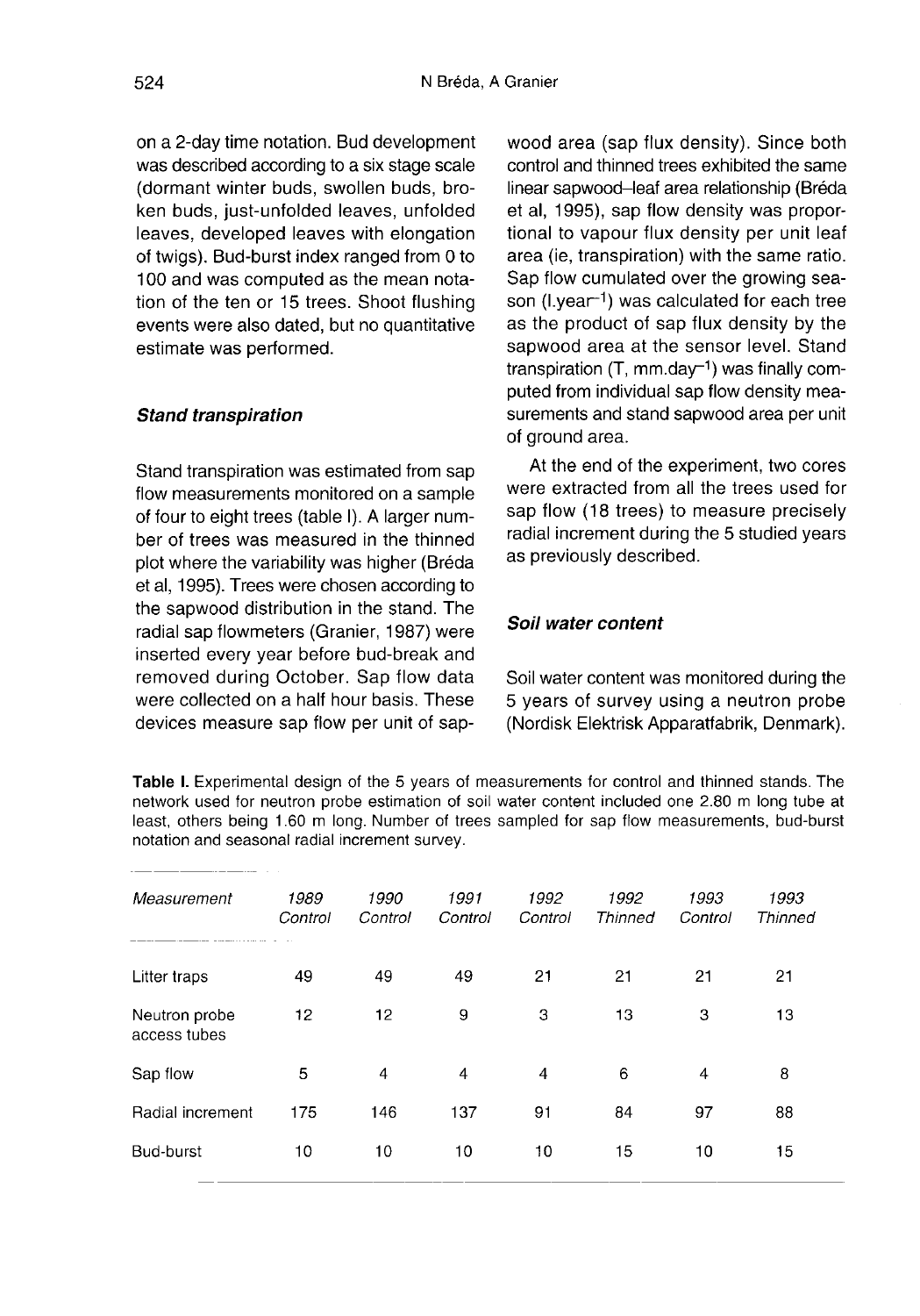on a 2-day time notation. Bud development was described according to a six stage scale (dormant winter buds, swollen buds, broken buds, just-unfolded leaves, unfolded leaves, developed leaves with elongation of twigs). Bud-burst index ranged from 0 to 100 and was computed as the mean notation of the ten or 15 trees. Shoot flushing events were also dated, but no quantitative estimate was performed.

### *Stand transpiration*

Stand transpiration was estimated from sap flow measurements monitored on a sample of four to eight trees (table I). A larger number of trees was measured in the thinned plot where the variability was higher (Bréda et al, 1995). Trees were chosen according to the sapwood distribution in the stand. The radial sap flowmeters (Granier, 1987) were inserted every year before bud-break and removed during October. Sap flow data were collected on a half hour basis. These devices measure sap flow per unit of sapwood area (sap flux density). Since both control and thinned trees exhibited the same linear sapwood–leaf area relationship (Bréda et al, 1995), sap flow density was proportional to vapour flux density per unit leaf area (ie, transpiration) with the same ratio. Sap flow cumulated over the growing season ($l.year^{-1}$) was calculated for each tree as the product of sap flux density by the sapwood area at the sensor level. Stand transpiration (T, $mm.day^{-1}$) was finally computed from individual sap flow density measurements and stand sapwood area per unit of ground area.

At the end of the experiment, two cores were extracted from all the trees used for sap flow (18 trees) to measure precisely radial increment during the 5 studied years as previously described.

### *Soil water content*

Soil water content was monitored during the 5 years of survey using a neutron probe (Nordisk Elektrisk Apparatfabrik, Denmark).

**Table I.** Experimental design of the 5 years of measurements for control and thinned stands. The network used for neutron probe estimation of soil water content included one 2.80 m long tube at least, others being 1.60 m long. Number of trees sampled for sap flow measurements, bud-burst notation and seasonal radial increment survey.

| *Measurement* | *1989 Control* | *1990 Control* | *1991 Control* | *1992 Control* | *1992 Thinned* | *1993 Control* | *1993 Thinned* |
|---|---|---|---|---|---|---|---|
| Litter traps | 49 | 49 | 49 | 21 | 21 | 21 | 21 |
| Neutron probe access tubes | 12 | 12 | 9 | 3 | 13 | 3 | 13 |
| Sap flow | 5 | 4 | 4 | 4 | 6 | 4 | 8 |
| Radial increment | 175 | 146 | 137 | 91 | 84 | 97 | 88 |
| Bud-burst | 10 | 10 | 10 | 10 | 15 | 10 | 15 |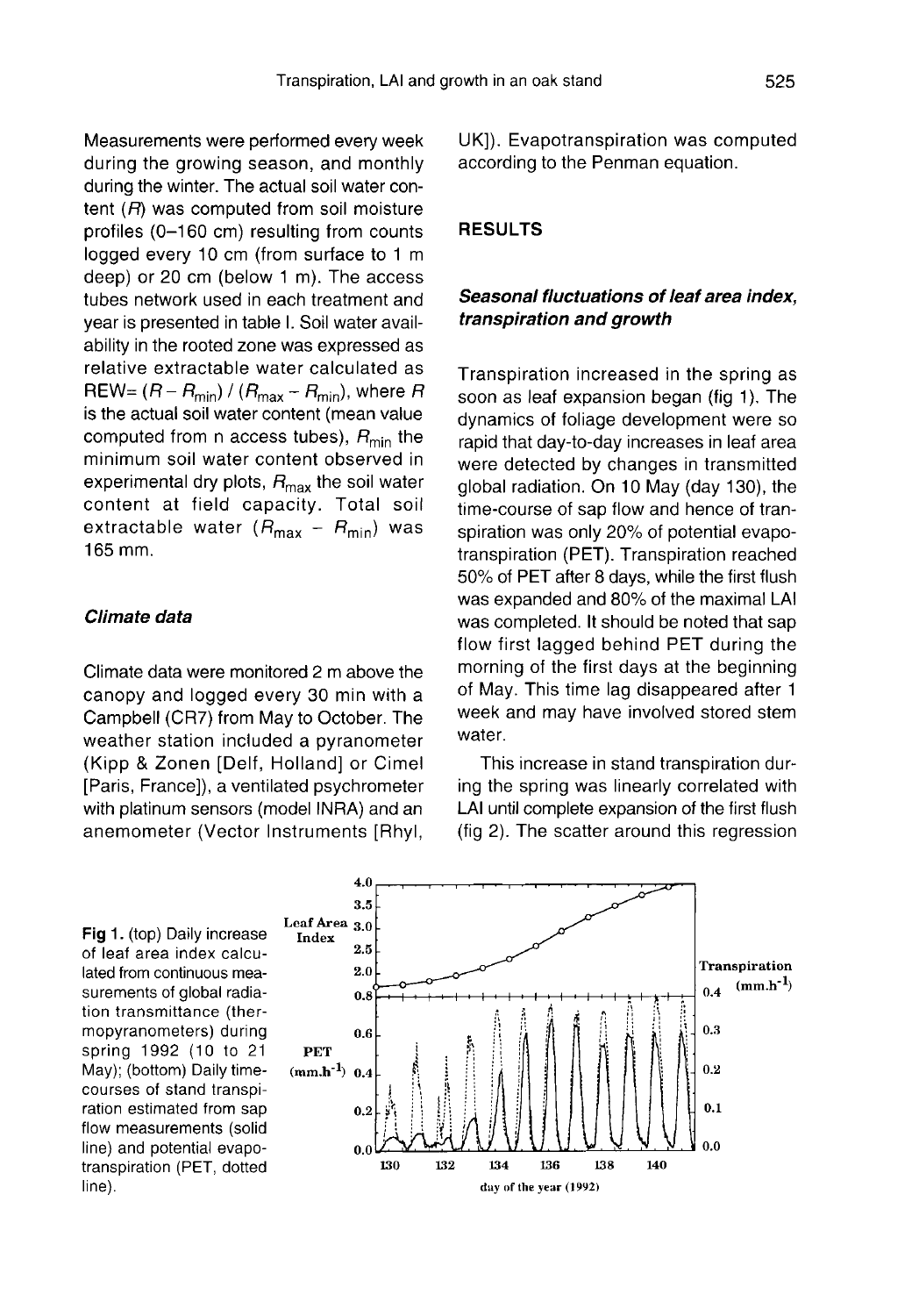Measurements were performed every week during the growing season, and monthly during the winter. The actual soil water content ($R$) was computed from soil moisture profiles (0–160 cm) resulting from counts logged every 10 cm (from surface to 1 m deep) or 20 cm (below 1 m). The access tubes network used in each treatment and year is presented in table I. Soil water availability in the rooted zone was expressed as relative extractable water calculated as $REW = (R - R_{min}) / (R_{max} - R_{min})$, where $R$ is the actual soil water content (mean value computed from n access tubes), $R_{min}$ the minimum soil water content observed in experimental dry plots, $R_{max}$ the soil water content at field capacity. Total soil extractable water ($R_{max} - R_{min}$) was 165 mm.

### *Climate data*

Climate data were monitored 2 m above the canopy and logged every 30 min with a Campbell (CR7) from May to October. The weather station included a pyranometer (Kipp & Zonen [Delf, Holland] or Cimel [Paris, France]), a ventilated psychrometer with platinum sensors (model INRA) and an anemometer (Vector Instruments [Rhyl, UK]). Evapotranspiration was computed according to the Penman equation.

## RESULTS

### *Seasonal fluctuations of leaf area index, transpiration and growth*

Transpiration increased in the spring as soon as leaf expansion began (fig 1). The dynamics of foliage development were so rapid that day-to-day increases in leaf area were detected by changes in transmitted global radiation. On 10 May (day 130), the time-course of sap flow and hence of transpiration was only 20% of potential evapotranspiration (PET). Transpiration reached 50% of PET after 8 days, while the first flush was expanded and 80% of the maximal LAI was completed. It should be noted that sap flow first lagged behind PET during the morning of the first days at the beginning of May. This time lag disappeared after 1 week and may have involved stored stem water.

This increase in stand transpiration during the spring was linearly correlated with LAI until complete expansion of the first flush (fig 2). The scatter around this regression

**Fig 1.** (top) Daily increase of leaf area index calculated from continuous measurements of global radiation transmittance (thermopyranometers) during spring 1992 (10 to 21 May); (bottom) Daily time-courses of stand transpiration estimated from sap flow measurements (solid line) and potential evapotranspiration (PET, dotted line).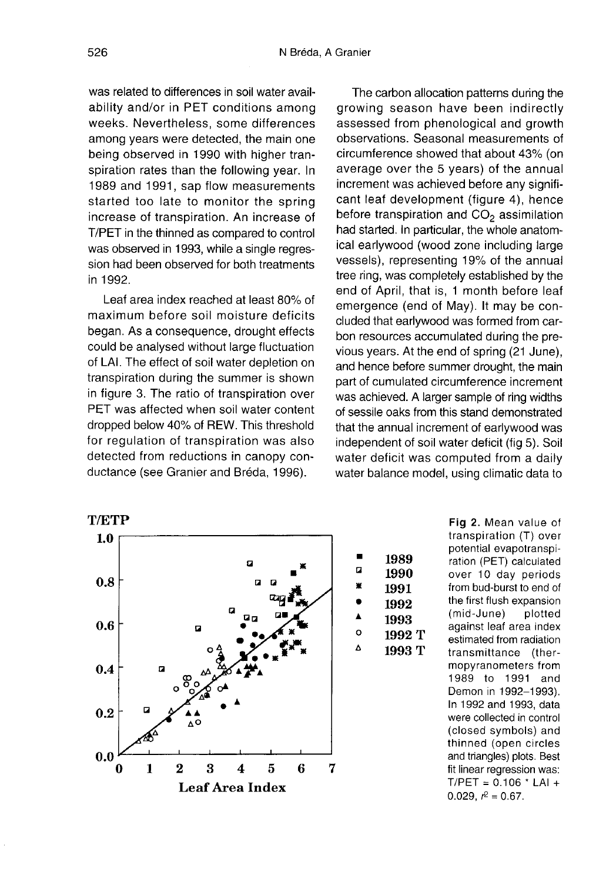was related to differences in soil water availability and/or in PET conditions among weeks. Nevertheless, some differences among years were detected, the main one being observed in 1990 with higher transpiration rates than the following year. In 1989 and 1991, sap flow measurements started too late to monitor the spring increase of transpiration. An increase of T/PET in the thinned as compared to control was observed in 1993, while a single regression had been observed for both treatments in 1992.

Leaf area index reached at least 80% of maximum before soil moisture deficits began. As a consequence, drought effects could be analysed without large fluctuation of LAI. The effect of soil water depletion on transpiration during the summer is shown in figure 3. The ratio of transpiration over PET was affected when soil water content dropped below 40% of REW. This threshold for regulation of transpiration was also detected from reductions in canopy conductance (see Granier and Bréda, 1996).

The carbon allocation patterns during the growing season have been indirectly assessed from phenological and growth observations. Seasonal measurements of circumference showed that about 43% (on average over the 5 years) of the annual increment was achieved before any significant leaf development (figure 4), hence before transpiration and $CO_2$ assimilation had started. In particular, the whole anatomical earlywood (wood zone including large vessels), representing 19% of the annual tree ring, was completely established by the end of April, that is, 1 month before leaf emergence (end of May). It may be concluded that earlywood was formed from carbon resources accumulated during the previous years. At the end of spring (21 June), and hence before summer drought, the main part of cumulated circumference increment was achieved. A larger sample of ring widths of sessile oaks from this stand demonstrated that the annual increment of earlywood was independent of soil water deficit (fig 5). Soil water deficit was computed from a daily water balance model, using climatic data to

**Fig 2.** Mean value of transpiration (T) over potential evapotranspiration (PET) calculated over 10 day periods from bud-burst to end of the first flush expansion (mid-June) plotted against leaf area index estimated from radiation transmittance (thermopyranometers from 1989 to 1991 and Demon in 1992–1993). In 1992 and 1993, data were collected in control (closed symbols) and thinned (open circles and triangles) plots. Best fit linear regression was: $T/PET = 0.106 * LAI + 0.029$, $r^2 = 0.67$.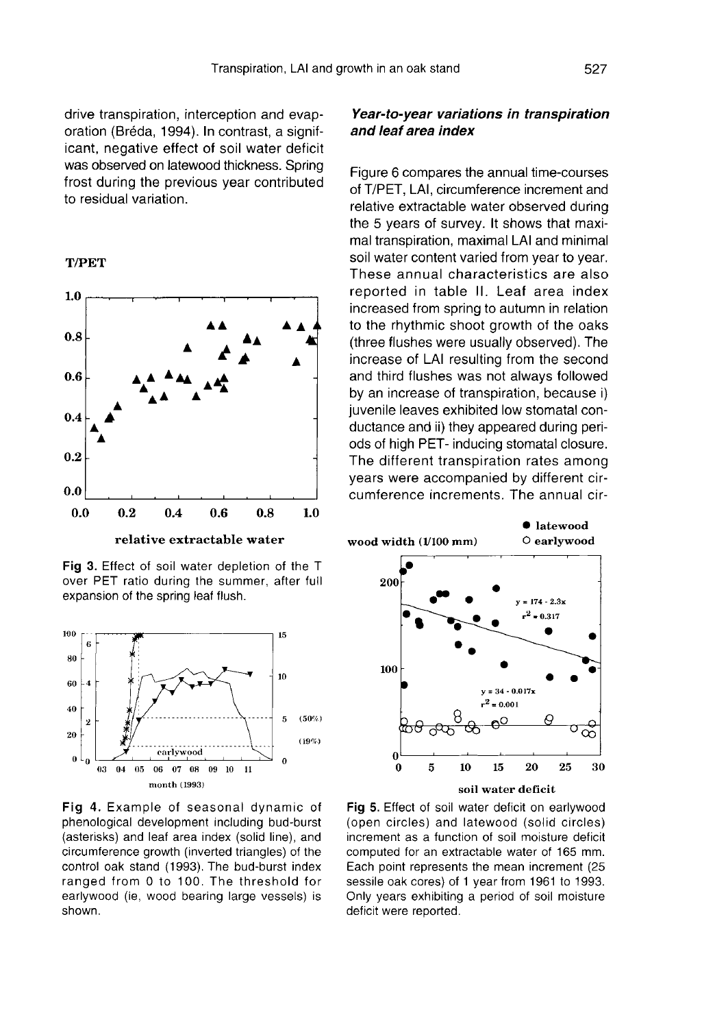drive transpiration, interception and evaporation (Bréda, 1994). In contrast, a significant, negative effect of soil water deficit was observed on latewood thickness. Spring frost during the previous year contributed to residual variation.

Fig 3. Effect of soil water depletion of the T over PET ratio during the summer, after full expansion of the spring leaf flush.

Fig 4. Example of seasonal dynamic of phenological development including bud-burst (asterisks) and leaf area index (solid line), and circumference growth (inverted triangles) of the control oak stand (1993). The bud-burst index ranged from 0 to 100. The threshold for earlywood (ie, wood bearing large vessels) is shown.

### *Year-to-year variations in transpiration and leaf area index*

Figure 6 compares the annual time-courses of T/PET, LAI, circumference increment and relative extractable water observed during the 5 years of survey. It shows that maximal transpiration, maximal LAI and minimal soil water content varied from year to year. These annual characteristics are also reported in table II. Leaf area index increased from spring to autumn in relation to the rhythmic shoot growth of the oaks (three flushes were usually observed). The increase of LAI resulting from the second and third flushes was not always followed by an increase of transpiration, because i) juvenile leaves exhibited low stomatal conductance and ii) they appeared during periods of high PET- inducing stomatal closure. The different transpiration rates among years were accompanied by different circumference increments. The annual cir-

Fig 5. Effect of soil water deficit on earlywood (open circles) and latewood (solid circles) increment as a function of soil moisture deficit computed for an extractable water of 165 mm. Each point represents the mean increment (25 sessile oak cores) of 1 year from 1961 to 1993. Only years exhibiting a period of soil moisture deficit were reported.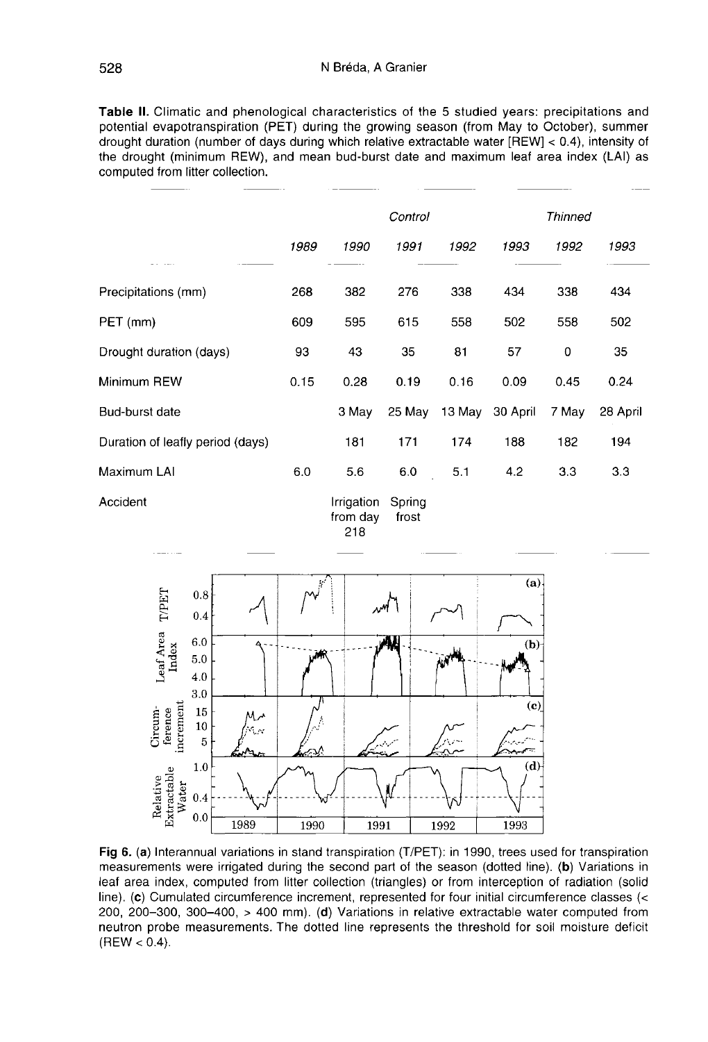**Table II.** Climatic and phenological characteristics of the 5 studied years: precipitations and potential evapotranspiration (PET) during the growing season (from May to October), summer drought duration (number of days during which relative extractable water [REW] < 0.4), intensity of the drought (minimum REW), and mean bud-burst date and maximum leaf area index (LAI) as computed from litter collection.

| | *Control* | | | | | *Thinned* | |
|---|---|---|---|---|---|---|---|
| | *1989* | *1990* | *1991* | *1992* | *1993* | *1992* | *1993* |
| Precipitations (mm) | 268 | 382 | 276 | 338 | 434 | 338 | 434 |
| PET (mm) | 609 | 595 | 615 | 558 | 502 | 558 | 502 |
| Drought duration (days) | 93 | 43 | 35 | 81 | 57 | 0 | 35 |
| Minimum REW | 0.15 | 0.28 | 0.19 | 0.16 | 0.09 | 0.45 | 0.24 |
| Bud-burst date | | 3 May | 25 May | 13 May | 30 April | 7 May | 28 April |
| Duration of leafly period (days) | | 181 | 171 | 174 | 188 | 182 | 194 |
| Maximum LAI | 6.0 | 5.6 | 6.0 | 5.1 | 4.2 | 3.3 | 3.3 |
| Accident | | Irrigation from day 218 | Spring frost | | | | |

**Fig 6.** (**a**) Interannual variations in stand transpiration (T/PET): in 1990, trees used for transpiration measurements were irrigated during the second part of the season (dotted line). (**b**) Variations in leaf area index, computed from litter collection (triangles) or from interception of radiation (solid line). (**c**) Cumulated circumference increment, represented for four initial circumference classes (< 200, 200–300, 300–400, > 400 mm). (**d**) Variations in relative extractable water computed from neutron probe measurements. The dotted line represents the threshold for soil moisture deficit (REW < 0.4).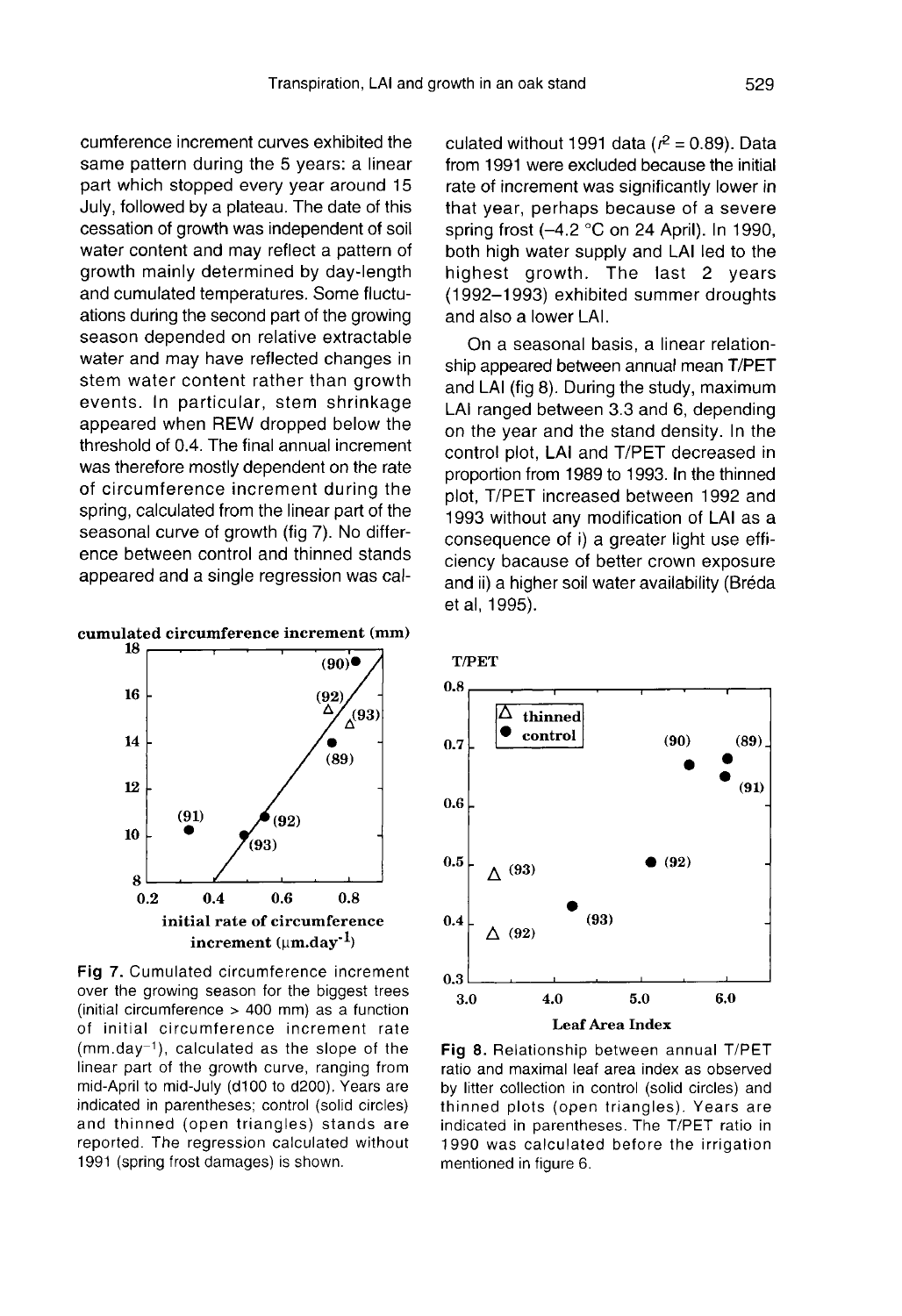cumference increment curves exhibited the same pattern during the 5 years: a linear part which stopped every year around 15 July, followed by a plateau. The date of this cessation of growth was independent of soil water content and may reflect a pattern of growth mainly determined by day-length and cumulated temperatures. Some fluctuations during the second part of the growing season depended on relative extractable water and may have reflected changes in stem water content rather than growth events. In particular, stem shrinkage appeared when REW dropped below the threshold of 0.4. The final annual increment was therefore mostly dependent on the rate of circumference increment during the spring, calculated from the linear part of the seasonal curve of growth (fig 7). No difference between control and thinned stands appeared and a single regression was calculated without 1991 data ($r^2 = 0.89$). Data from 1991 were excluded because the initial rate of increment was significantly lower in that year, perhaps because of a severe spring frost (–4.2 °C on 24 April). In 1990, both high water supply and LAI led to the highest growth. The last 2 years (1992–1993) exhibited summer droughts and also a lower LAI.

On a seasonal basis, a linear relationship appeared between annual mean T/PET and LAI (fig 8). During the study, maximum LAI ranged between 3.3 and 6, depending on the year and the stand density. In the control plot, LAI and T/PET decreased in proportion from 1989 to 1993. In the thinned plot, T/PET increased between 1992 and 1993 without any modification of LAI as a consequence of i) a greater light use efficiency bacause of better crown exposure and ii) a higher soil water availability (Bréda et al, 1995).

**Fig 7.** Cumulated circumference increment over the growing season for the biggest trees (initial circumference > 400 mm) as a function of initial circumference increment rate ($\text{mm.day}^{-1}$), calculated as the slope of the linear part of the growth curve, ranging from mid-April to mid-July (d100 to d200). Years are indicated in parentheses; control (solid circles) and thinned (open triangles) stands are reported. The regression calculated without 1991 (spring frost damages) is shown.

**Fig 8.** Relationship between annual T/PET ratio and maximal leaf area index as observed by litter collection in control (solid circles) and thinned plots (open triangles). Years are indicated in parentheses. The T/PET ratio in 1990 was calculated before the irrigation mentioned in figure 6.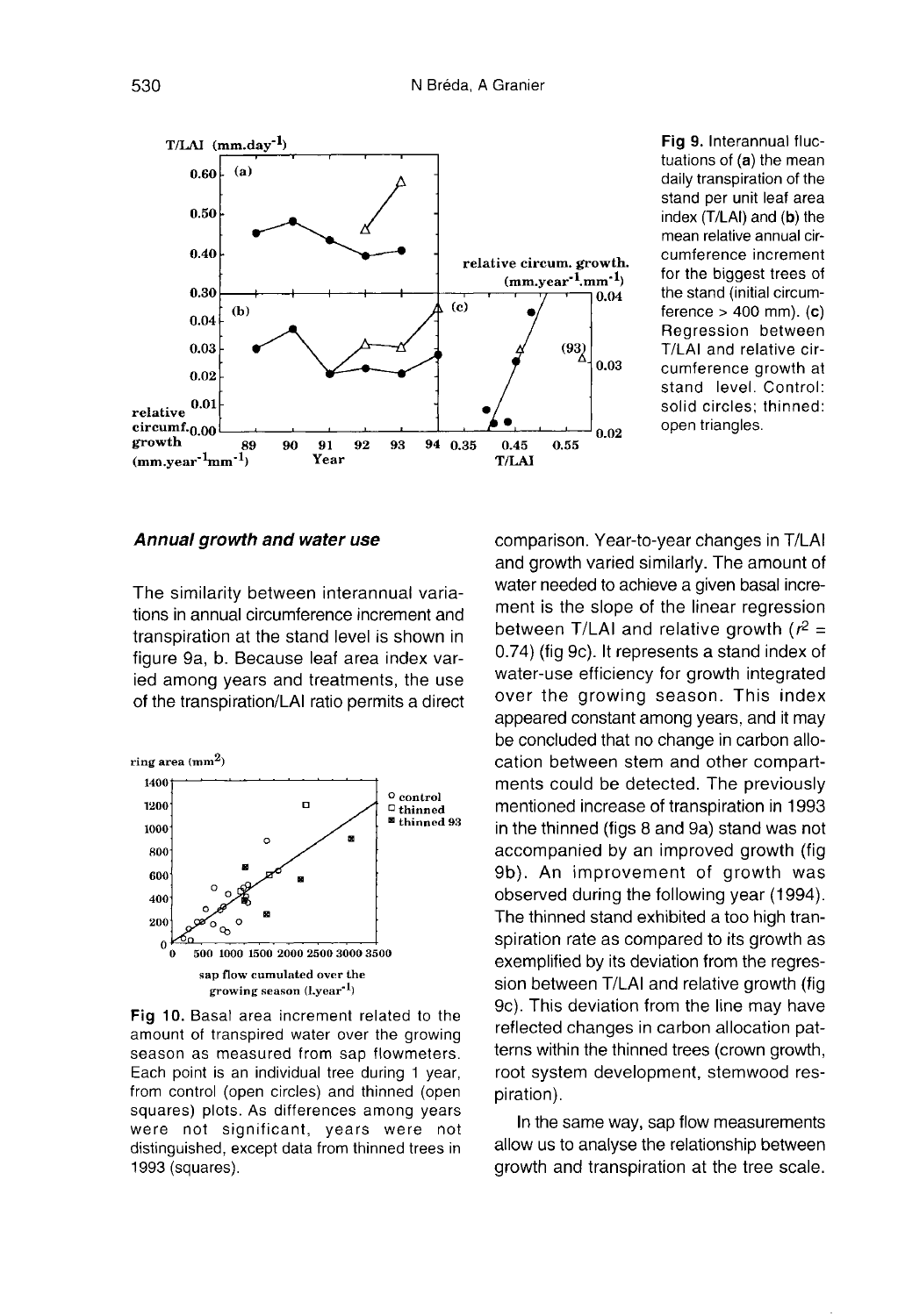Fig 9. Interannual fluctuations of (a) the mean daily transpiration of the stand per unit leaf area index (T/LAI) and (b) the mean relative annual circumference increment for the biggest trees of the stand (initial circumference > 400 mm). (c) Regression between T/LAI and relative circumference growth at stand level. Control: solid circles; thinned: open triangles.

### *Annual growth and water use*

The similarity between interannual variations in annual circumference increment and transpiration at the stand level is shown in figure 9a, b. Because leaf area index varied among years and treatments, the use of the transpiration/LAI ratio permits a direct comparison. Year-to-year changes in T/LAI and growth varied similarly. The amount of water needed to achieve a given basal increment is the slope of the linear regression between T/LAI and relative growth ($r^2$ = 0.74) (fig 9c). It represents a stand index of water-use efficiency for growth integrated over the growing season. This index appeared constant among years, and it may be concluded that no change in carbon allocation between stem and other compartments could be detected. The previously mentioned increase of transpiration in 1993 in the thinned (figs 8 and 9a) stand was not accompanied by an improved growth (fig 9b). An improvement of growth was observed during the following year (1994). The thinned stand exhibited a too high transpiration rate as compared to its growth as exemplified by its deviation from the regression between T/LAI and relative growth (fig 9c). This deviation from the line may have reflected changes in carbon allocation patterns within the thinned trees (crown growth, root system development, stemwood respiration).

Fig 10. Basal area increment related to the amount of transpired water over the growing season as measured from sap flowmeters. Each point is an individual tree during 1 year, from control (open circles) and thinned (open squares) plots. As differences among years were not significant, years were not distinguished, except data from thinned trees in 1993 (squares).

In the same way, sap flow measurements allow us to analyse the relationship between growth and transpiration at the tree scale.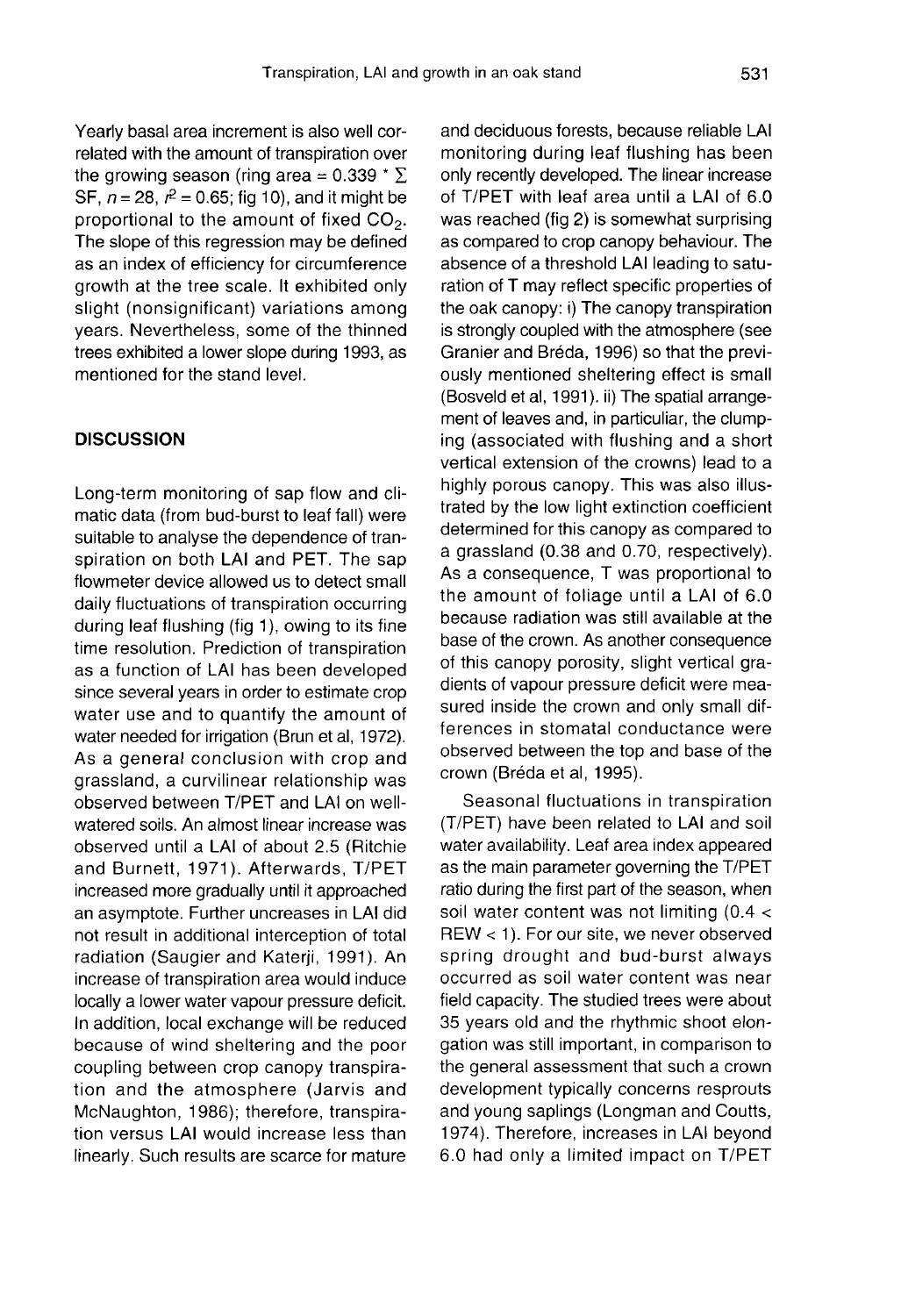Yearly basal area increment is also well correlated with the amount of transpiration over the growing season (ring area = 0.339 * $\Sigma$ SF, $n = 28$, $r^2 = 0.65$; fig 10), and it might be proportional to the amount of fixed $CO_2$. The slope of this regression may be defined as an index of efficiency for circumference growth at the tree scale. It exhibited only slight (nonsignificant) variations among years. Nevertheless, some of the thinned trees exhibited a lower slope during 1993, as mentioned for the stand level.

## DISCUSSION

Long-term monitoring of sap flow and climatic data (from bud-burst to leaf fall) were suitable to analyse the dependence of transpiration on both LAI and PET. The sap flowmeter device allowed us to detect small daily fluctuations of transpiration occurring during leaf flushing (fig 1), owing to its fine time resolution. Prediction of transpiration as a function of LAI has been developed since several years in order to estimate crop water use and to quantify the amount of water needed for irrigation (Brun et al, 1972). As a general conclusion with crop and grassland, a curvilinear relationship was observed between T/PET and LAI on well-watered soils. An almost linear increase was observed until a LAI of about 2.5 (Ritchie and Burnett, 1971). Afterwards, T/PET increased more gradually until it approached an asymptote. Further uncreases in LAI did not result in additional interception of total radiation (Saugier and Katerji, 1991). An increase of transpiration area would induce locally a lower water vapour pressure deficit. In addition, local exchange will be reduced because of wind sheltering and the poor coupling between crop canopy transpiration and the atmosphere (Jarvis and McNaughton, 1986); therefore, transpiration versus LAI would increase less than linearly. Such results are scarce for mature and deciduous forests, because reliable LAI monitoring during leaf flushing has been only recently developed. The linear increase of T/PET with leaf area until a LAI of 6.0 was reached (fig 2) is somewhat surprising as compared to crop canopy behaviour. The absence of a threshold LAI leading to saturation of T may reflect specific properties of the oak canopy: i) The canopy transpiration is strongly coupled with the atmosphere (see Granier and Bréda, 1996) so that the previously mentioned sheltering effect is small (Bosveld et al, 1991). ii) The spatial arrangement of leaves and, in particuliar, the clumping (associated with flushing and a short vertical extension of the crowns) lead to a highly porous canopy. This was also illustrated by the low light extinction coefficient determined for this canopy as compared to a grassland (0.38 and 0.70, respectively). As a consequence, T was proportional to the amount of foliage until a LAI of 6.0 because radiation was still available at the base of the crown. As another consequence of this canopy porosity, slight vertical gradients of vapour pressure deficit were measured inside the crown and only small differences in stomatal conductance were observed between the top and base of the crown (Bréda et al, 1995).

Seasonal fluctuations in transpiration (T/PET) have been related to LAI and soil water availability. Leaf area index appeared as the main parameter governing the T/PET ratio during the first part of the season, when soil water content was not limiting ($0.4 <$ REW $< 1$). For our site, we never observed spring drought and bud-burst always occurred as soil water content was near field capacity. The studied trees were about 35 years old and the rhythmic shoot elongation was still important, in comparison to the general assessment that such a crown development typically concerns resprouts and young saplings (Longman and Coutts, 1974). Therefore, increases in LAI beyond 6.0 had only a limited impact on T/PET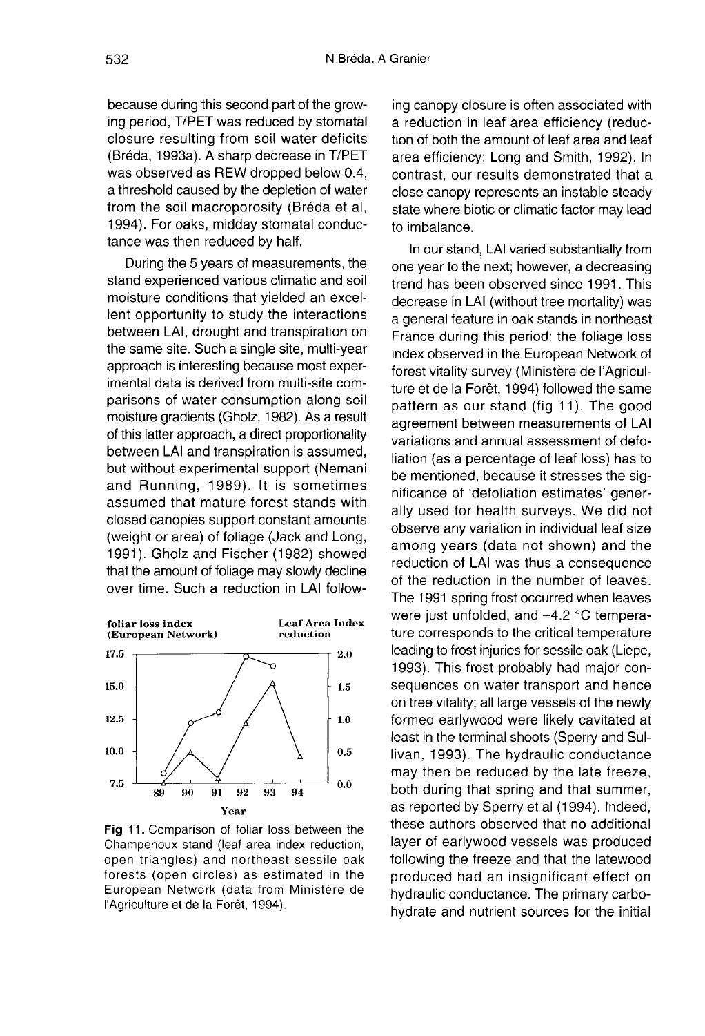because during this second part of the growing period, T/PET was reduced by stomatal closure resulting from soil water deficits (Bréda, 1993a). A sharp decrease in T/PET was observed as REW dropped below 0.4, a threshold caused by the depletion of water from the soil macroporosity (Bréda et al, 1994). For oaks, midday stomatal conductance was then reduced by half.

During the 5 years of measurements, the stand experienced various climatic and soil moisture conditions that yielded an excellent opportunity to study the interactions between LAI, drought and transpiration on the same site. Such a single site, multi-year approach is interesting because most experimental data is derived from multi-site comparisons of water consumption along soil moisture gradients (Gholz, 1982). As a result of this latter approach, a direct proportionality between LAI and transpiration is assumed, but without experimental support (Nemani and Running, 1989). It is sometimes assumed that mature forest stands with closed canopies support constant amounts (weight or area) of foliage (Jack and Long, 1991). Gholz and Fischer (1982) showed that the amount of foliage may slowly decline over time. Such a reduction in LAI following canopy closure is often associated with a reduction in leaf area efficiency (reduction of both the amount of leaf area and leaf area efficiency; Long and Smith, 1992). In contrast, our results demonstrated that a close canopy represents an instable steady state where biotic or climatic factor may lead to imbalance.

**Fig 11.** Comparison of foliar loss between the Champenoux stand (leaf area index reduction, open triangles) and northeast sessile oak forests (open circles) as estimated in the European Network (data from Ministère de l'Agriculture et de la Forêt, 1994).

In our stand, LAI varied substantially from one year to the next; however, a decreasing trend has been observed since 1991. This decrease in LAI (without tree mortality) was a general feature in oak stands in northeast France during this period: the foliage loss index observed in the European Network of forest vitality survey (Ministère de l'Agriculture et de la Forêt, 1994) followed the same pattern as our stand (fig 11). The good agreement between measurements of LAI variations and annual assessment of defoliation (as a percentage of leaf loss) has to be mentioned, because it stresses the significance of 'defoliation estimates' generally used for health surveys. We did not observe any variation in individual leaf size among years (data not shown) and the reduction of LAI was thus a consequence of the reduction in the number of leaves. The 1991 spring frost occurred when leaves were just unfolded, and –4.2 °C temperature corresponds to the critical temperature leading to frost injuries for sessile oak (Liepe, 1993). This frost probably had major consequences on water transport and hence on tree vitality; all large vessels of the newly formed earlywood were likely cavitated at least in the terminal shoots (Sperry and Sullivan, 1993). The hydraulic conductance may then be reduced by the late freeze, both during that spring and that summer, as reported by Sperry et al (1994). Indeed, these authors observed that no additional layer of earlywood vessels was produced following the freeze and that the latewood produced had an insignificant effect on hydraulic conductance. The primary carbohydrate and nutrient sources for the initial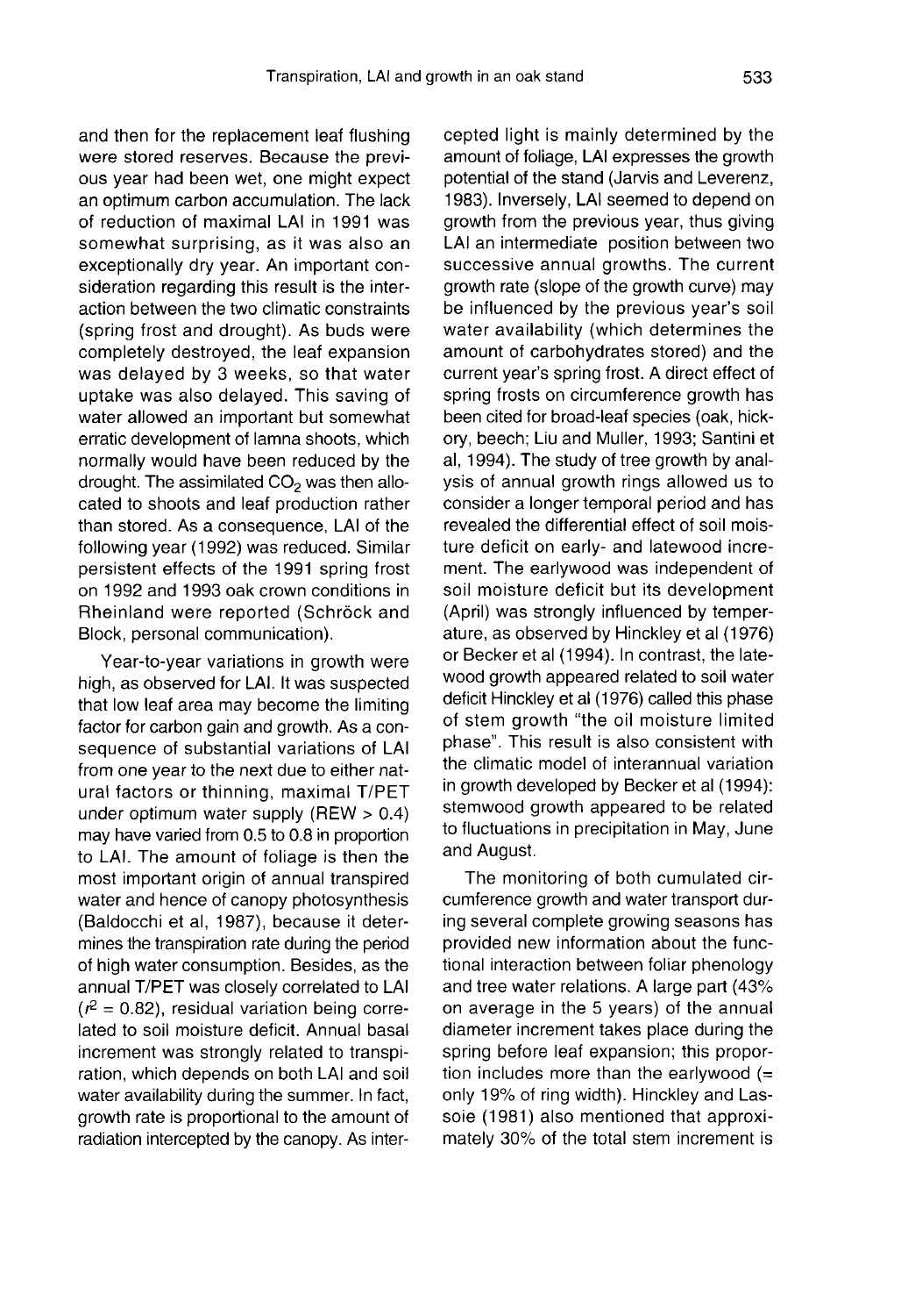and then for the replacement leaf flushing were stored reserves. Because the previous year had been wet, one might expect an optimum carbon accumulation. The lack of reduction of maximal LAI in 1991 was somewhat surprising, as it was also an exceptionally dry year. An important consideration regarding this result is the interaction between the two climatic constraints (spring frost and drought). As buds were completely destroyed, the leaf expansion was delayed by 3 weeks, so that water uptake was also delayed. This saving of water allowed an important but somewhat erratic development of lamna shoots, which normally would have been reduced by the drought. The assimilated $CO_2$ was then allocated to shoots and leaf production rather than stored. As a consequence, LAI of the following year (1992) was reduced. Similar persistent effects of the 1991 spring frost on 1992 and 1993 oak crown conditions in Rheinland were reported (Schröck and Block, personal communication).

Year-to-year variations in growth were high, as observed for LAI. It was suspected that low leaf area may become the limiting factor for carbon gain and growth. As a consequence of substantial variations of LAI from one year to the next due to either natural factors or thinning, maximal T/PET under optimum water supply (REW > 0.4) may have varied from 0.5 to 0.8 in proportion to LAI. The amount of foliage is then the most important origin of annual transpired water and hence of canopy photosynthesis (Baldocchi et al, 1987), because it determines the transpiration rate during the period of high water consumption. Besides, as the annual T/PET was closely correlated to LAI ($r^2 = 0.82$), residual variation being correlated to soil moisture deficit. Annual basal increment was strongly related to transpiration, which depends on both LAI and soil water availability during the summer. In fact, growth rate is proportional to the amount of radiation intercepted by the canopy. As intercepted light is mainly determined by the amount of foliage, LAI expresses the growth potential of the stand (Jarvis and Leverenz, 1983). Inversely, LAI seemed to depend on growth from the previous year, thus giving LAI an intermediate position between two successive annual growths. The current growth rate (slope of the growth curve) may be influenced by the previous year's soil water availability (which determines the amount of carbohydrates stored) and the current year's spring frost. A direct effect of spring frosts on circumference growth has been cited for broad-leaf species (oak, hickory, beech; Liu and Muller, 1993; Santini et al, 1994). The study of tree growth by analysis of annual growth rings allowed us to consider a longer temporal period and has revealed the differential effect of soil moisture deficit on early- and latewood increment. The earlywood was independent of soil moisture deficit but its development (April) was strongly influenced by temperature, as observed by Hinckley et al (1976) or Becker et al (1994). In contrast, the latewood growth appeared related to soil water deficit Hinckley et al (1976) called this phase of stem growth "the oil moisture limited phase". This result is also consistent with the climatic model of interannual variation in growth developed by Becker et al (1994): stemwood growth appeared to be related to fluctuations in precipitation in May, June and August.

The monitoring of both cumulated circumference growth and water transport during several complete growing seasons has provided new information about the functional interaction between foliar phenology and tree water relations. A large part (43% on average in the 5 years) of the annual diameter increment takes place during the spring before leaf expansion; this proportion includes more than the earlywood (= only 19% of ring width). Hinckley and Lassoie (1981) also mentioned that approximately 30% of the total stem increment is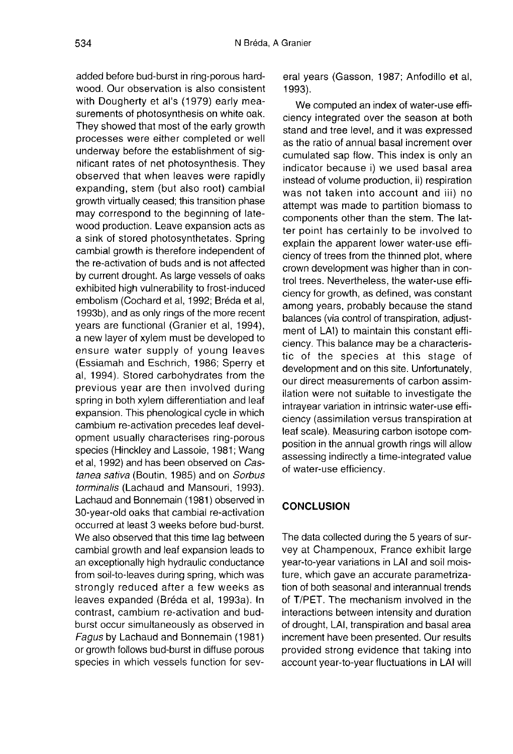added before bud-burst in ring-porous hardwood. Our observation is also consistent with Dougherty et al's (1979) early measurements of photosynthesis on white oak. They showed that most of the early growth processes were either completed or well underway before the establishment of significant rates of net photosynthesis. They observed that when leaves were rapidly expanding, stem (but also root) cambial growth virtually ceased; this transition phase may correspond to the beginning of latewood production. Leave expansion acts as a sink of stored photosynthetates. Spring cambial growth is therefore independent of the re-activation of buds and is not affected by current drought. As large vessels of oaks exhibited high vulnerability to frost-induced embolism (Cochard et al, 1992; Bréda et al, 1993b), and as only rings of the more recent years are functional (Granier et al, 1994), a new layer of xylem must be developed to ensure water supply of young leaves (Essiamah and Eschrich, 1986; Sperry et al, 1994). Stored carbohydrates from the previous year are then involved during spring in both xylem differentiation and leaf expansion. This phenological cycle in which cambium re-activation precedes leaf development usually characterises ring-porous species (Hinckley and Lassoie, 1981; Wang et al, 1992) and has been observed on *Castanea sativa* (Boutin, 1985) and on *Sorbus torminalis* (Lachaud and Mansouri, 1993). Lachaud and Bonnemain (1981) observed in 30-year-old oaks that cambial re-activation occurred at least 3 weeks before bud-burst. We also observed that this time lag between cambial growth and leaf expansion leads to an exceptionally high hydraulic conductance from soil-to-leaves during spring, which was strongly reduced after a few weeks as leaves expanded (Bréda et al, 1993a). In contrast, cambium re-activation and bud-burst occur simultaneously as observed in *Fagus* by Lachaud and Bonnemain (1981) or growth follows bud-burst in diffuse porous species in which vessels function for several years (Gasson, 1987; Anfodillo et al, 1993).

We computed an index of water-use efficiency integrated over the season at both stand and tree level, and it was expressed as the ratio of annual basal increment over cumulated sap flow. This index is only an indicator because i) we used basal area instead of volume production, ii) respiration was not taken into account and iii) no attempt was made to partition biomass to components other than the stem. The latter point has certainly to be involved to explain the apparent lower water-use efficiency of trees from the thinned plot, where crown development was higher than in control trees. Nevertheless, the water-use efficiency for growth, as defined, was constant among years, probably because the stand balances (via control of transpiration, adjustment of LAI) to maintain this constant efficiency. This balance may be a characteristic of the species at this stage of development and on this site. Unfortunately, our direct measurements of carbon assimilation were not suitable to investigate the intrayear variation in intrinsic water-use efficiency (assimilation versus transpiration at leaf scale). Measuring carbon isotope composition in the annual growth rings will allow assessing indirectly a time-integrated value of water-use efficiency.

## CONCLUSION

The data collected during the 5 years of survey at Champenoux, France exhibit large year-to-year variations in LAI and soil moisture, which gave an accurate parametrization of both seasonal and interannual trends of T/PET. The mechanism involved in the interactions between intensity and duration of drought, LAI, transpiration and basal area increment have been presented. Our results provided strong evidence that taking into account year-to-year fluctuations in LAI will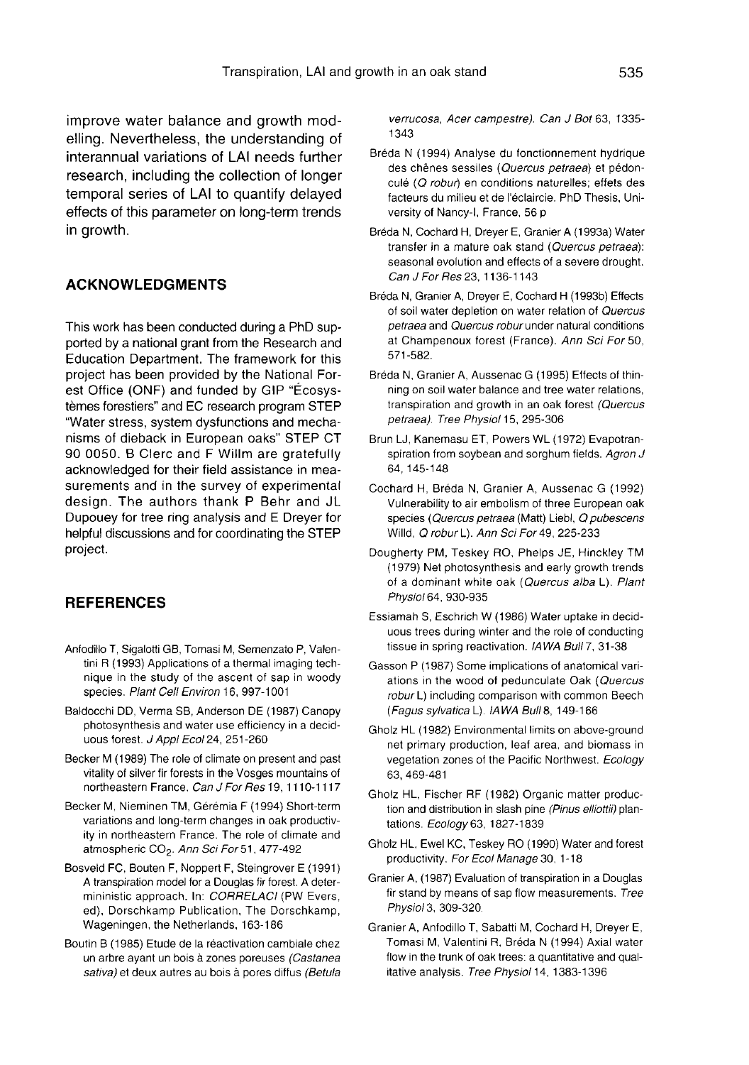improve water balance and growth modelling. Nevertheless, the understanding of interannual variations of LAI needs further research, including the collection of longer temporal series of LAI to quantify delayed effects of this parameter on long-term trends in growth.

## ACKNOWLEDGMENTS

This work has been conducted during a PhD supported by a national grant from the Research and Education Department. The framework for this project has been provided by the National Forest Office (ONF) and funded by GIP "Écosystèmes forestiers" and EC research program STEP "Water stress, system dysfunctions and mechanisms of dieback in European oaks" STEP CT 90 0050. B Clerc and F Willm are gratefully acknowledged for their field assistance in measurements and in the survey of experimental design. The authors thank P Behr and JL Dupouey for tree ring analysis and E Dreyer for helpful discussions and for coordinating the STEP project.

## REFERENCES

Anfodillo T, Sigalotti GB, Tomasi M, Semenzato P, Valentini R (1993) Applications of a thermal imaging technique in the study of the ascent of sap in woody species. *Plant Cell Environ* 16, 997-1001

Baldocchi DD, Verma SB, Anderson DE (1987) Canopy photosynthesis and water use efficiency in a deciduous forest. *J Appl Ecol* 24, 251-260

Becker M (1989) The role of climate on present and past vitality of silver fir forests in the Vosges mountains of northeastern France. *Can J For Res* 19, 1110-1117

Becker M, Nieminen TM, Gérémia F (1994) Short-term variations and long-term changes in oak productivity in northeastern France. The role of climate and atmospheric $CO_2$. *Ann Sci For* 51, 477-492

Bosveld FC, Bouten F, Noppert F, Steingrover E (1991) A transpiration model for a Douglas fir forest. A determininistic approach. In: *CORRELACI* (PW Evers, ed), Dorschkamp Publication, The Dorschkamp, Wageningen, the Netherlands, 163-186

Boutin B (1985) Etude de la réactivation cambiale chez un arbre ayant un bois à zones poreuses *(Castanea sativa)* et deux autres au bois à pores diffus *(Betula verrucosa, Acer campestre)*. *Can J Bot* 63, 1335-1343

Bréda N (1994) Analyse du fonctionnement hydrique des chênes sessiles (*Quercus petraea*) et pédonculé (*Q robur*) en conditions naturelles; effets des facteurs du milieu et de l'éclaircie. PhD Thesis, University of Nancy-I, France, 56 p

Bréda N, Cochard H, Dreyer E, Granier A (1993a) Water transfer in a mature oak stand (*Quercus petraea*): seasonal evolution and effects of a severe drought. *Can J For Res* 23, 1136-1143

Bréda N, Granier A, Dreyer E, Cochard H (1993b) Effects of soil water depletion on water relation of *Quercus petraea* and *Quercus robur* under natural conditions at Champenoux forest (France). *Ann Sci For* 50, 571-582.

Bréda N, Granier A, Aussenac G (1995) Effects of thinning on soil water balance and tree water relations, transpiration and growth in an oak forest *(Quercus petraea)*. *Tree Physiol* 15, 295-306

Brun LJ, Kanemasu ET, Powers WL (1972) Evapotranspiration from soybean and sorghum fields. *Agron J* 64, 145-148

Cochard H, Bréda N, Granier A, Aussenac G (1992) Vulnerability to air embolism of three European oak species (*Quercus petraea* (Matt) Liebl, *Q pubescens* Willd, *Q robur* L). *Ann Sci For* 49, 225-233

Dougherty PM, Teskey RO, Phelps JE, Hinckley TM (1979) Net photosynthesis and early growth trends of a dominant white oak (*Quercus alba* L). *Plant Physiol* 64, 930-935

Essiamah S, Eschrich W (1986) Water uptake in deciduous trees during winter and the role of conducting tissue in spring reactivation. *IAWA Bull* 7, 31-38

Gasson P (1987) Some implications of anatomical variations in the wood of pedunculate Oak (*Quercus robur* L) including comparison with common Beech (*Fagus sylvatica* L). *IAWA Bull* 8, 149-166

Gholz HL (1982) Environmental limits on above-ground net primary production, leaf area, and biomass in vegetation zones of the Pacific Northwest. *Ecology* 63, 469-481

Gholz HL, Fischer RF (1982) Organic matter production and distribution in slash pine *(Pinus elliottii)* plantations. *Ecology* 63, 1827-1839

Gholz HL, Ewel KC, Teskey RO (1990) Water and forest productivity. *For Ecol Manage* 30, 1-18

Granier A, (1987) Evaluation of transpiration in a Douglas fir stand by means of sap flow measurements. *Tree Physiol* 3, 309-320.

Granier A, Anfodillo T, Sabatti M, Cochard H, Dreyer E, Tomasi M, Valentini R, Bréda N (1994) Axial water flow in the trunk of oak trees: a quantitative and qualitative analysis. *Tree Physiol* 14, 1383-1396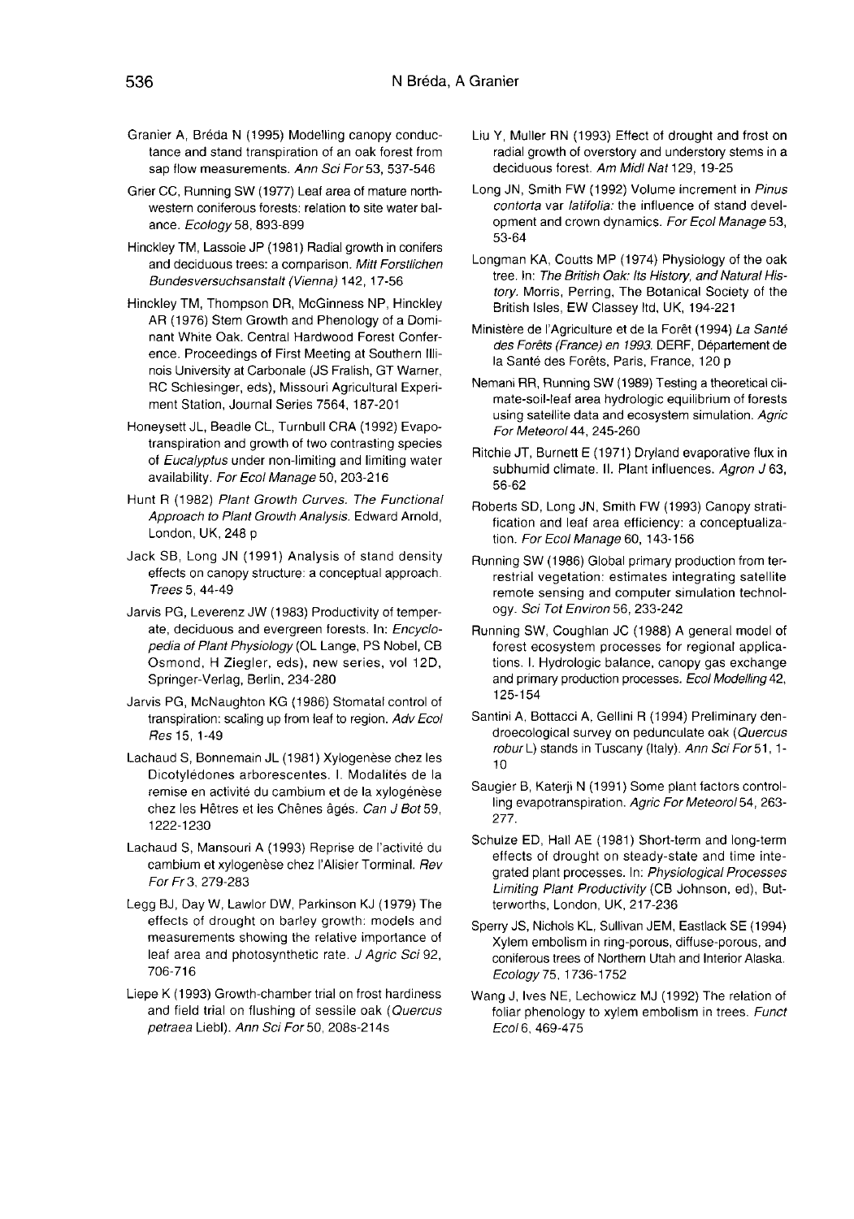Granier A, Bréda N (1995) Modelling canopy conductance and stand transpiration of an oak forest from sap flow measurements. *Ann Sci For* 53, 537-546

Grier CC, Running SW (1977) Leaf area of mature northwestern coniferous forests: relation to site water balance. *Ecology* 58, 893-899

Hinckley TM, Lassoie JP (1981) Radial growth in conifers and deciduous trees: a comparison. *Mitt Forstlichen Bundesversuchsanstalt (Vienna)* 142, 17-56

Hinckley TM, Thompson DR, McGinness NP, Hinckley AR (1976) Stem Growth and Phenology of a Dominant White Oak. Central Hardwood Forest Conference. Proceedings of First Meeting at Southern Illinois University at Carbonale (JS Fralish, GT Warner, RC Schlesinger, eds), Missouri Agricultural Experiment Station, Journal Series 7564, 187-201

Honeysett JL, Beadle CL, Turnbull CRA (1992) Evapotranspiration and growth of two contrasting species of *Eucalyptus* under non-limiting and limiting water availability. *For Ecol Manage* 50, 203-216

Hunt R (1982) *Plant Growth Curves. The Functional Approach to Plant Growth Analysis.* Edward Arnold, London, UK, 248 p

Jack SB, Long JN (1991) Analysis of stand density effects on canopy structure: a conceptual approach. *Trees* 5, 44-49

Jarvis PG, Leverenz JW (1983) Productivity of temperate, deciduous and evergreen forests. In: *Encyclopedia of Plant Physiology* (OL Lange, PS Nobel, CB Osmond, H Ziegler, eds), new series, vol 12D, Springer-Verlag, Berlin, 234-280

Jarvis PG, McNaughton KG (1986) Stomatal control of transpiration: scaling up from leaf to region. *Adv Ecol Res* 15, 1-49

Lachaud S, Bonnemain JL (1981) Xylogenèse chez les Dicotylédones arborescentes. I. Modalités de la remise en activité du cambium et de la xylogénèse chez les Hêtres et les Chênes âgés. *Can J Bot* 59, 1222-1230

Lachaud S, Mansouri A (1993) Reprise de l'activité du cambium et xylogenèse chez l'Alisier Torminal. *Rev For Fr* 3, 279-283

Legg BJ, Day W, Lawlor DW, Parkinson KJ (1979) The effects of drought on barley growth: models and measurements showing the relative importance of leaf area and photosynthetic rate. *J Agric Sci* 92, 706-716

Liepe K (1993) Growth-chamber trial on frost hardiness and field trial on flushing of sessile oak (*Quercus petraea* Liebl). *Ann Sci For* 50, 208s-214s

Liu Y, Muller RN (1993) Effect of drought and frost on radial growth of overstory and understory stems in a deciduous forest. *Am Midl Nat* 129, 19-25

Long JN, Smith FW (1992) Volume increment in *Pinus contorta* var *latifolia*: the influence of stand development and crown dynamics. *For Ecol Manage* 53, 53-64

Longman KA, Coutts MP (1974) Physiology of the oak tree. In: *The British Oak: Its History, and Natural History.* Morris, Perring, The Botanical Society of the British Isles, EW Classey ltd, UK, 194-221

Ministère de l'Agriculture et de la Forêt (1994) *La Santé des Forêts (France) en 1993.* DERF, Département de la Santé des Forêts, Paris, France, 120 p

Nemani RR, Running SW (1989) Testing a theoretical climate-soil-leaf area hydrologic equilibrium of forests using satellite data and ecosystem simulation. *Agric For Meteorol* 44, 245-260

Ritchie JT, Burnett E (1971) Dryland evaporative flux in subhumid climate. II. Plant influences. *Agron J* 63, 56-62

Roberts SD, Long JN, Smith FW (1993) Canopy stratification and leaf area efficiency: a conceptualization. *For Ecol Manage* 60, 143-156

Running SW (1986) Global primary production from terrestrial vegetation: estimates integrating satellite remote sensing and computer simulation technology. *Sci Tot Environ* 56, 233-242

Running SW, Coughlan JC (1988) A general model of forest ecosystem processes for regional applications. I. Hydrologic balance, canopy gas exchange and primary production processes. *Ecol Modelling* 42, 125-154

Santini A, Bottacci A, Gellini R (1994) Preliminary dendroecological survey on pedunculate oak (*Quercus robur* L) stands in Tuscany (Italy). *Ann Sci For* 51, 1-10

Saugier B, Katerji N (1991) Some plant factors controlling evapotranspiration. *Agric For Meteorol* 54, 263-277.

Schulze ED, Hall AE (1981) Short-term and long-term effects of drought on steady-state and time integrated plant processes. In: *Physiological Processes Limiting Plant Productivity* (CB Johnson, ed), Butterworths, London, UK, 217-236

Sperry JS, Nichols KL, Sullivan JEM, Eastlack SE (1994) Xylem embolism in ring-porous, diffuse-porous, and coniferous trees of Northern Utah and Interior Alaska. *Ecology* 75, 1736-1752

Wang J, Ives NE, Lechowicz MJ (1992) The relation of foliar phenology to xylem embolism in trees. *Funct Ecol* 6, 469-475